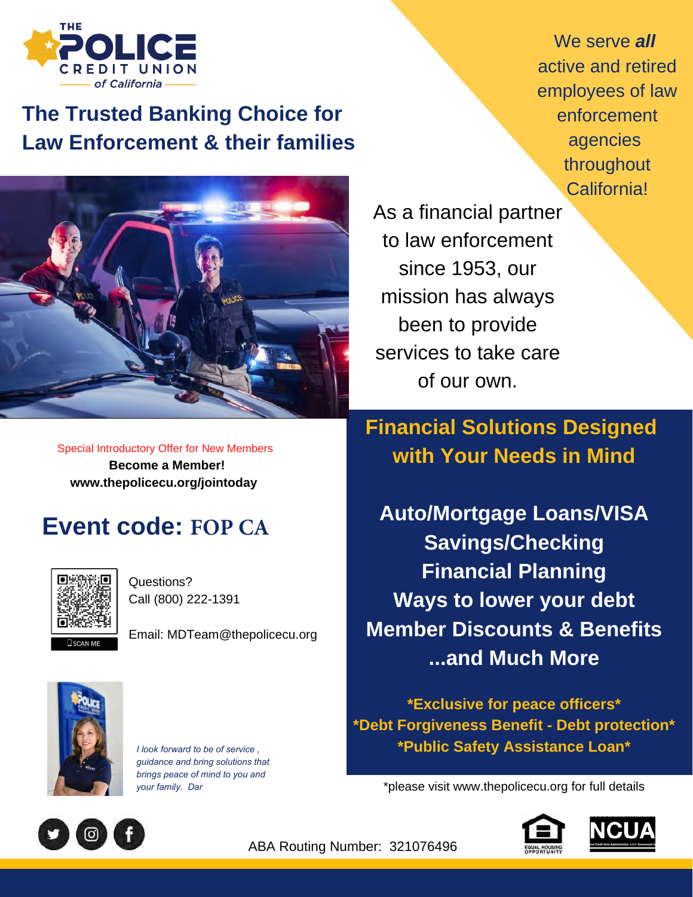THE POLICE CREDIT UNION of California

# The Trusted Banking Choice for Law Enforcement & their families

We serve ***all*** active and retired employees of law enforcement agencies throughout California!

As a financial partner to law enforcement since 1953, our mission has always been to provide services to take care of our own.

Special Introductory Offer for New Members

**Become a Member!**

**www.thepolicecu.org/jointoday**

## Event code: FOP CA

Questions?
Call (800) 222-1391

Email: MDTeam@thepolicecu.org

*I look forward to be of service , guidance and bring solutions that brings peace of mind to you and your family. Dar*

## Financial Solutions Designed with Your Needs in Mind

**Auto/Mortgage Loans/VISA**
**Savings/Checking**
**Financial Planning**
**Ways to lower your debt**
**Member Discounts & Benefits**
**...and Much More**

**\*Exclusive for peace officers\***
**\*Debt Forgiveness Benefit - Debt protection\***
**\*Public Safety Assistance Loan\***

*please visit www.thepolicecu.org for full details

ABA Routing Number: 321076496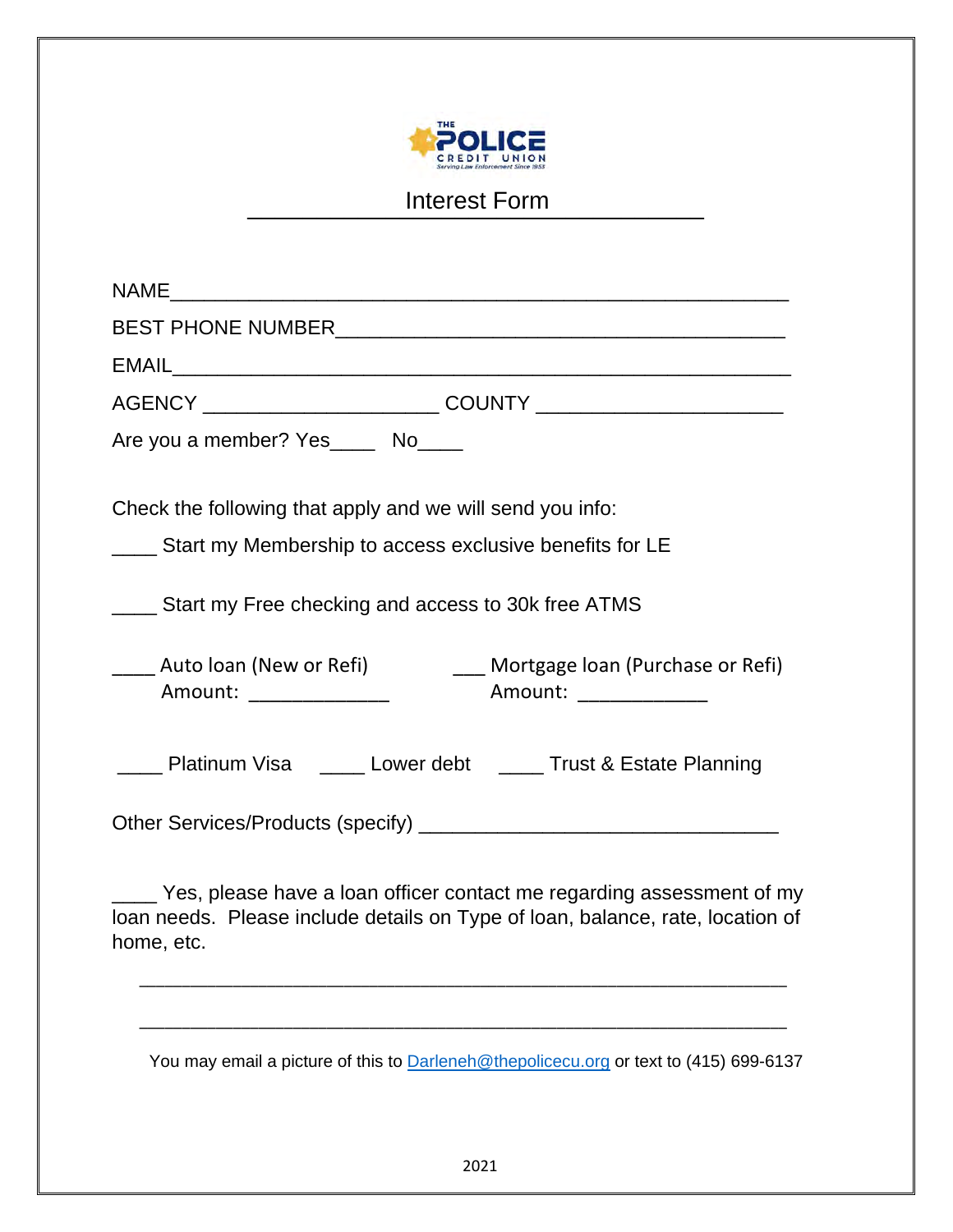THE POLICE CREDIT UNION
Serving Law Enforcement Since 1953

# Interest Form

NAME___________________________________________________

BEST PHONE NUMBER________________________________________

EMAIL__________________________________________________

AGENCY ____________________ COUNTY _____________________

Are you a member? Yes____ No____

Check the following that apply and we will send you info:

____ Start my Membership to access exclusive benefits for LE

____ Start my Free checking and access to 30k free ATMS

____ Auto loan (New or Refi)
Amount: ____________

___ Mortgage loan (Purchase or Refi)
Amount: ___________

____ Platinum Visa ____ Lower debt ____ Trust & Estate Planning

Other Services/Products (specify) _______________________________

____ Yes, please have a loan officer contact me regarding assessment of my loan needs. Please include details on Type of loan, balance, rate, location of home, etc.

_________________________________________________________

_________________________________________________________

You may email a picture of this to Darleneh@thepolicecu.org or text to (415) 699-6137

2021